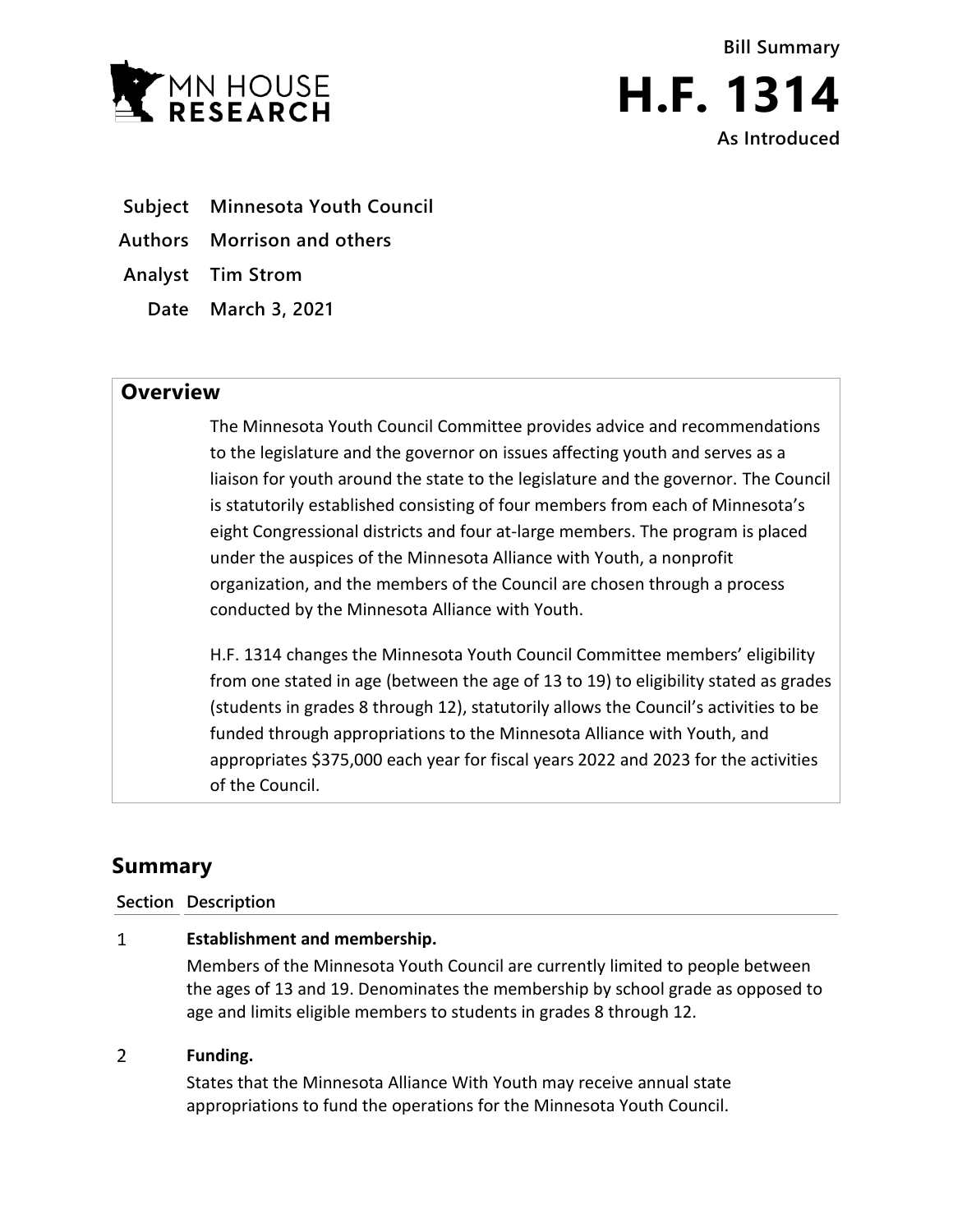Bill Summary

# H.F. 1314

As Introduced

**Subject** Minnesota Youth Council

**Authors** Morrison and others

**Analyst** Tim Strom

**Date** March 3, 2021

## Overview

The Minnesota Youth Council Committee provides advice and recommendations to the legislature and the governor on issues affecting youth and serves as a liaison for youth around the state to the legislature and the governor. The Council is statutorily established consisting of four members from each of Minnesota's eight Congressional districts and four at-large members. The program is placed under the auspices of the Minnesota Alliance with Youth, a nonprofit organization, and the members of the Council are chosen through a process conducted by the Minnesota Alliance with Youth.

H.F. 1314 changes the Minnesota Youth Council Committee members' eligibility from one stated in age (between the age of 13 to 19) to eligibility stated as grades (students in grades 8 through 12), statutorily allows the Council's activities to be funded through appropriations to the Minnesota Alliance with Youth, and appropriates $375,000 each year for fiscal years 2022 and 2023 for the activities of the Council.

## Summary

| Section | Description |
|---|---|
| 1 | **Establishment and membership.**<br>Members of the Minnesota Youth Council are currently limited to people between the ages of 13 and 19. Denominates the membership by school grade as opposed to age and limits eligible members to students in grades 8 through 12. |
| 2 | **Funding.**<br>States that the Minnesota Alliance With Youth may receive annual state appropriations to fund the operations for the Minnesota Youth Council. |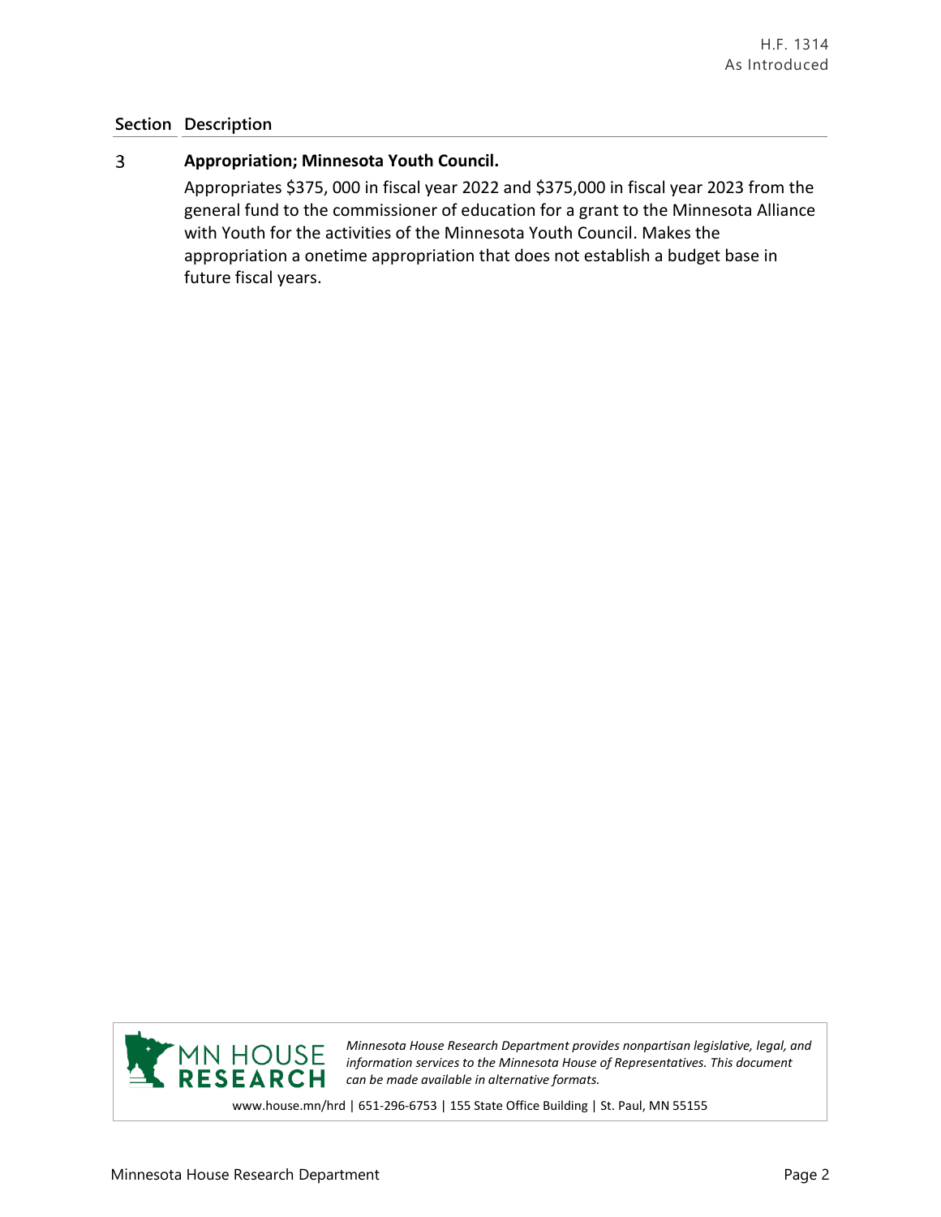| Section | Description |
|---|---|
| 3 | **Appropriation; Minnesota Youth Council.** Appropriates $375, 000 in fiscal year 2022 and $375,000 in fiscal year 2023 from the general fund to the commissioner of education for a grant to the Minnesota Alliance with Youth for the activities of the Minnesota Youth Council. Makes the appropriation a onetime appropriation that does not establish a budget base in future fiscal years. |

MN HOUSE RESEARCH

*Minnesota House Research Department provides nonpartisan legislative, legal, and information services to the Minnesota House of Representatives. This document can be made available in alternative formats.*

www.house.mn/hrd | 651-296-6753 | 155 State Office Building | St. Paul, MN 55155